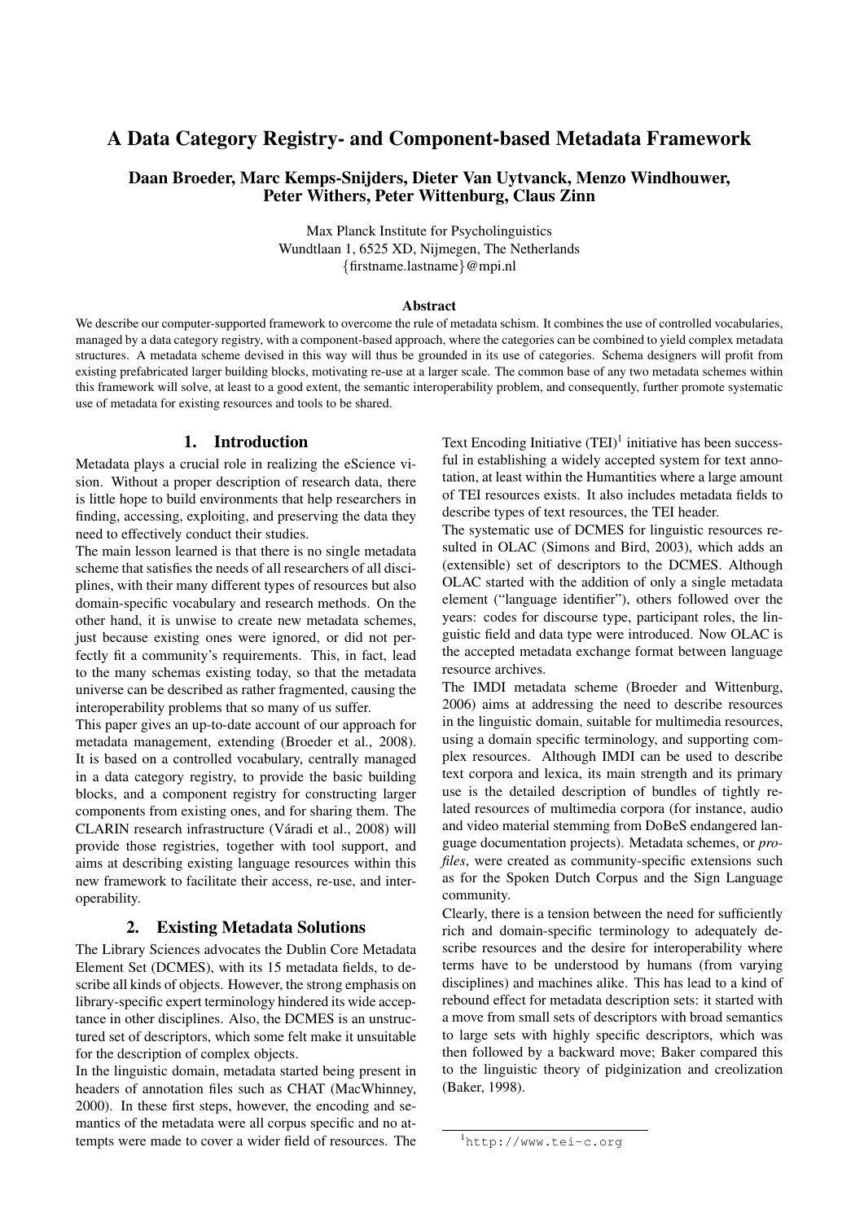# A Data Category Registry- and Component-based Metadata Framework

**Daan Broeder, Marc Kemps-Snijders, Dieter Van Uytvanck, Menzo Windhouwer, Peter Withers, Peter Wittenburg, Claus Zinn**

Max Planck Institute for Psycholinguistics
Wundtlaan 1, 6525 XD, Nijmegen, The Netherlands
{firstname.lastname}@mpi.nl

### Abstract

We describe our computer-supported framework to overcome the rule of metadata schism. It combines the use of controlled vocabularies, managed by a data category registry, with a component-based approach, where the categories can be combined to yield complex metadata structures. A metadata scheme devised in this way will thus be grounded in its use of categories. Schema designers will profit from existing prefabricated larger building blocks, motivating re-use at a larger scale. The common base of any two metadata schemes within this framework will solve, at least to a good extent, the semantic interoperability problem, and consequently, further promote systematic use of metadata for existing resources and tools to be shared.

## 1. Introduction

Metadata plays a crucial role in realizing the eScience vision. Without a proper description of research data, there is little hope to build environments that help researchers in finding, accessing, exploiting, and preserving the data they need to effectively conduct their studies.

The main lesson learned is that there is no single metadata scheme that satisfies the needs of all researchers of all disciplines, with their many different types of resources but also domain-specific vocabulary and research methods. On the other hand, it is unwise to create new metadata schemes, just because existing ones were ignored, or did not perfectly fit a community's requirements. This, in fact, lead to the many schemas existing today, so that the metadata universe can be described as rather fragmented, causing the interoperability problems that so many of us suffer.

This paper gives an up-to-date account of our approach for metadata management, extending (Broeder et al., 2008). It is based on a controlled vocabulary, centrally managed in a data category registry, to provide the basic building blocks, and a component registry for constructing larger components from existing ones, and for sharing them. The CLARIN research infrastructure (Váradi et al., 2008) will provide those registries, together with tool support, and aims at describing existing language resources within this new framework to facilitate their access, re-use, and interoperability.

## 2. Existing Metadata Solutions

The Library Sciences advocates the Dublin Core Metadata Element Set (DCMES), with its 15 metadata fields, to describe all kinds of objects. However, the strong emphasis on library-specific expert terminology hindered its wide acceptance in other disciplines. Also, the DCMES is an unstructured set of descriptors, which some felt make it unsuitable for the description of complex objects.

In the linguistic domain, metadata started being present in headers of annotation files such as CHAT (MacWhinney, 2000). In these first steps, however, the encoding and semantics of the metadata were all corpus specific and no attempts were made to cover a wider field of resources. The Text Encoding Initiative (TEI)[1] initiative has been successful in establishing a widely accepted system for text annotation, at least within the Humantities where a large amount of TEI resources exists. It also includes metadata fields to describe types of text resources, the TEI header.

The systematic use of DCMES for linguistic resources resulted in OLAC (Simons and Bird, 2003), which adds an (extensible) set of descriptors to the DCMES. Although OLAC started with the addition of only a single metadata element ("language identifier"), others followed over the years: codes for discourse type, participant roles, the linguistic field and data type were introduced. Now OLAC is the accepted metadata exchange format between language resource archives.

The IMDI metadata scheme (Broeder and Wittenburg, 2006) aims at addressing the need to describe resources in the linguistic domain, suitable for multimedia resources, using a domain specific terminology, and supporting complex resources. Although IMDI can be used to describe text corpora and lexica, its main strength and its primary use is the detailed description of bundles of tightly related resources of multimedia corpora (for instance, audio and video material stemming from DoBeS endangered language documentation projects). Metadata schemes, or *profiles*, were created as community-specific extensions such as for the Spoken Dutch Corpus and the Sign Language community.

Clearly, there is a tension between the need for sufficiently rich and domain-specific terminology to adequately describe resources and the desire for interoperability where terms have to be understood by humans (from varying disciplines) and machines alike. This has lead to a kind of rebound effect for metadata description sets: it started with a move from small sets of descriptors with broad semantics to large sets with highly specific descriptors, which was then followed by a backward move; Baker compared this to the linguistic theory of pidginization and creolization (Baker, 1998).

[1] http://www.tei-c.org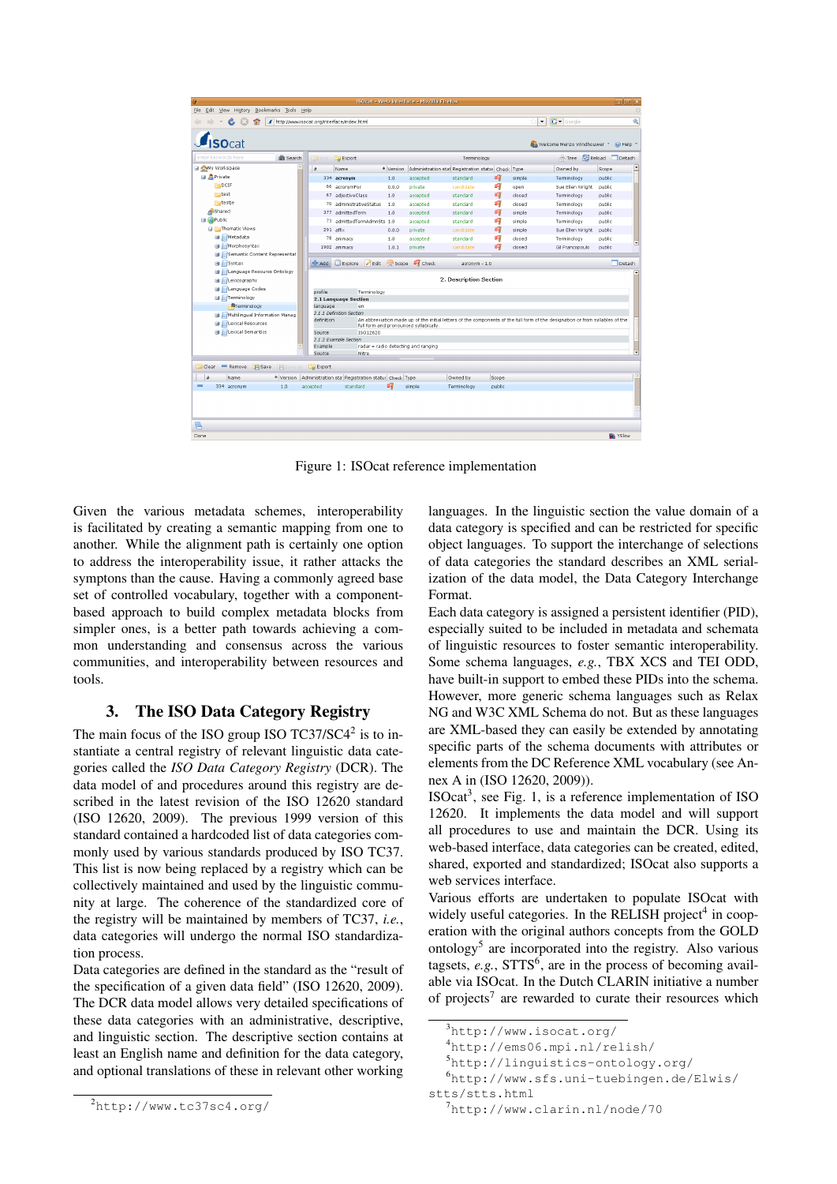Figure 1: ISOcat reference implementation

Given the various metadata schemes, interoperability is facilitated by creating a semantic mapping from one to another. While the alignment path is certainly one option to address the interoperability issue, it rather attacks the symptons than the cause. Having a commonly agreed base set of controlled vocabulary, together with a component-based approach to build complex metadata blocks from simpler ones, is a better path towards achieving a common understanding and consensus across the various communities, and interoperability between resources and tools.

## 3. The ISO Data Category Registry

The main focus of the ISO group ISO TC37/SC4[2] is to instantiate a central registry of relevant linguistic data categories called the *ISO Data Category Registry* (DCR). The data model of and procedures around this registry are described in the latest revision of the ISO 12620 standard (ISO 12620, 2009). The previous 1999 version of this standard contained a hardcoded list of data categories commonly used by various standards produced by ISO TC37. This list is now being replaced by a registry which can be collectively maintained and used by the linguistic community at large. The coherence of the standardized core of the registry will be maintained by members of TC37, *i.e.*, data categories will undergo the normal ISO standardization process.

Data categories are defined in the standard as the "result of the specification of a given data field" (ISO 12620, 2009). The DCR data model allows very detailed specifications of these data categories with an administrative, descriptive, and linguistic section. The descriptive section contains at least an English name and definition for the data category, and optional translations of these in relevant other working languages. In the linguistic section the value domain of a data category is specified and can be restricted for specific object languages. To support the interchange of selections of data categories the standard describes an XML serialization of the data model, the Data Category Interchange Format.

Each data category is assigned a persistent identifier (PID), especially suited to be included in metadata and schemata of linguistic resources to foster semantic interoperability. Some schema languages, *e.g.*, TBX XCS and TEI ODD, have built-in support to embed these PIDs into the schema. However, more generic schema languages such as Relax NG and W3C XML Schema do not. But as these languages are XML-based they can easily be extended by annotating specific parts of the schema documents with attributes or elements from the DC Reference XML vocabulary (see Annex A in (ISO 12620, 2009)).

ISOcat[3], see Fig. 1, is a reference implementation of ISO 12620. It implements the data model and will support all procedures to use and maintain the DCR. Using its web-based interface, data categories can be created, edited, shared, exported and standardized; ISOcat also supports a web services interface.

Various efforts are undertaken to populate ISOcat with widely useful categories. In the RELISH project[4] in cooperation with the original authors concepts from the GOLD ontology[5] are incorporated into the registry. Also various tagsets, *e.g.*, STTS[6], are in the process of becoming available via ISOcat. In the Dutch CLARIN initiative a number of projects[7] are rewarded to curate their resources which

[2] http://www.tc37sc4.org/

[3] http://www.isocat.org/

[4] http://ems06.mpi.nl/relish/

[5] http://linguistics-ontology.org/

[6] http://www.sfs.uni-tuebingen.de/Elwis/stts/stts.html

[7] http://www.clarin.nl/node/70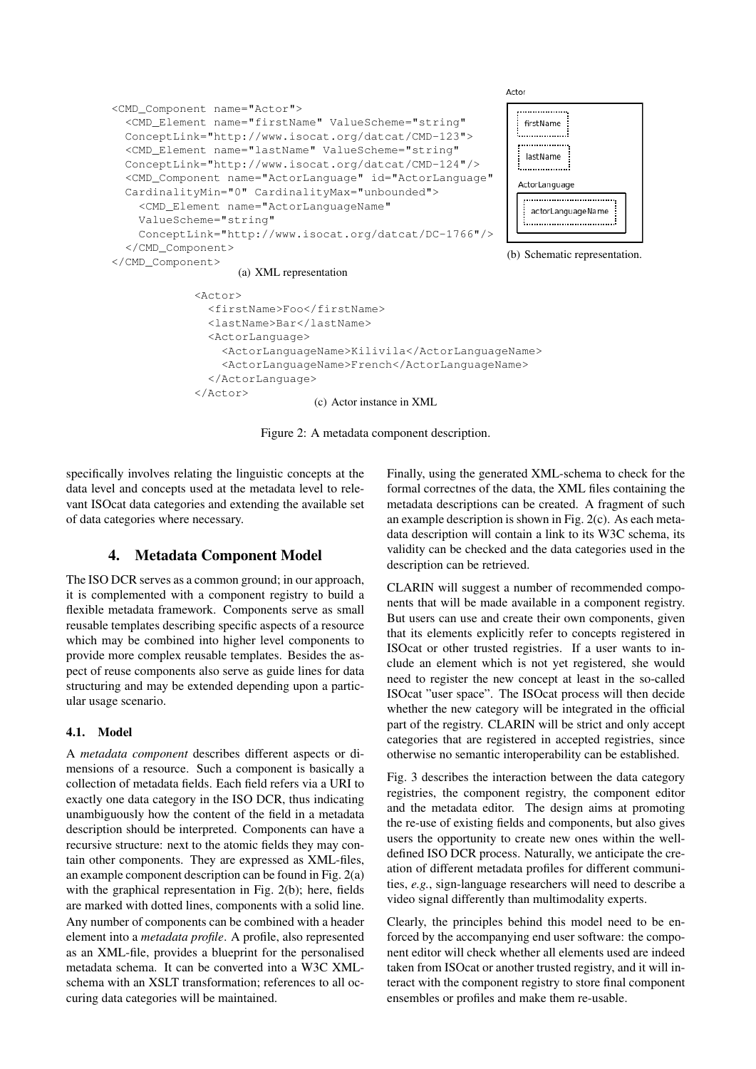```
<CMD_Component name="Actor">
  <CMD_Element name="firstName" ValueScheme="string"
  ConceptLink="http://www.isocat.org/datcat/CMD-123">
  <CMD_Element name="lastName" ValueScheme="string"
  ConceptLink="http://www.isocat.org/datcat/CMD-124"/>
  <CMD_Component name="ActorLanguage" id="ActorLanguage"
  CardinalityMin="0" CardinalityMax="unbounded">
    <CMD_Element name="ActorLanguageName"
    ValueScheme="string"
    ConceptLink="http://www.isocat.org/datcat/DC-1766"/>
  </CMD_Component>
</CMD_Component>
```

(a) XML representation

```
Actor
  firstName
  lastName
  ActorLanguage
    actorLanguageName
```

(b) Schematic representation.

```
<Actor>
  <firstName>Foo</firstName>
  <lastName>Bar</lastName>
  <ActorLanguage>
    <ActorLanguageName>Kilivila</ActorLanguageName>
    <ActorLanguageName>French</ActorLanguageName>
  </ActorLanguage>
</Actor>
```

(c) Actor instance in XML

Figure 2: A metadata component description.

specifically involves relating the linguistic concepts at the data level and concepts used at the metadata level to relevant ISOcat data categories and extending the available set of data categories where necessary.

## 4. Metadata Component Model

The ISO DCR serves as a common ground; in our approach, it is complemented with a component registry to build a flexible metadata framework. Components serve as small reusable templates describing specific aspects of a resource which may be combined into higher level components to provide more complex reusable templates. Besides the aspect of reuse components also serve as guide lines for data structuring and may be extended depending upon a particular usage scenario.

### 4.1. Model

A *metadata component* describes different aspects or dimensions of a resource. Such a component is basically a collection of metadata fields. Each field refers via a URI to exactly one data category in the ISO DCR, thus indicating unambiguously how the content of the field in a metadata description should be interpreted. Components can have a recursive structure: next to the atomic fields they may contain other components. They are expressed as XML-files, an example component description can be found in Fig. 2(a) with the graphical representation in Fig. 2(b); here, fields are marked with dotted lines, components with a solid line. Any number of components can be combined with a header element into a *metadata profile*. A profile, also represented as an XML-file, provides a blueprint for the personalised metadata schema. It can be converted into a W3C XML-schema with an XSLT transformation; references to all occuring data categories will be maintained.

Finally, using the generated XML-schema to check for the formal correctnes of the data, the XML files containing the metadata descriptions can be created. A fragment of such an example description is shown in Fig. 2(c). As each metadata description will contain a link to its W3C schema, its validity can be checked and the data categories used in the description can be retrieved.

CLARIN will suggest a number of recommended components that will be made available in a component registry. But users can use and create their own components, given that its elements explicitly refer to concepts registered in ISOcat or other trusted registries. If a user wants to include an element which is not yet registered, she would need to register the new concept at least in the so-called ISOcat "user space". The ISOcat process will then decide whether the new category will be integrated in the official part of the registry. CLARIN will be strict and only accept categories that are registered in accepted registries, since otherwise no semantic interoperability can be established.

Fig. 3 describes the interaction between the data category registries, the component registry, the component editor and the metadata editor. The design aims at promoting the re-use of existing fields and components, but also gives users the opportunity to create new ones within the well-defined ISO DCR process. Naturally, we anticipate the creation of different metadata profiles for different communities, *e.g.*, sign-language researchers will need to describe a video signal differently than multimodality experts.

Clearly, the principles behind this model need to be enforced by the accompanying end user software: the component editor will check whether all elements used are indeed taken from ISOcat or another trusted registry, and it will interact with the component registry to store final component ensembles or profiles and make them re-usable.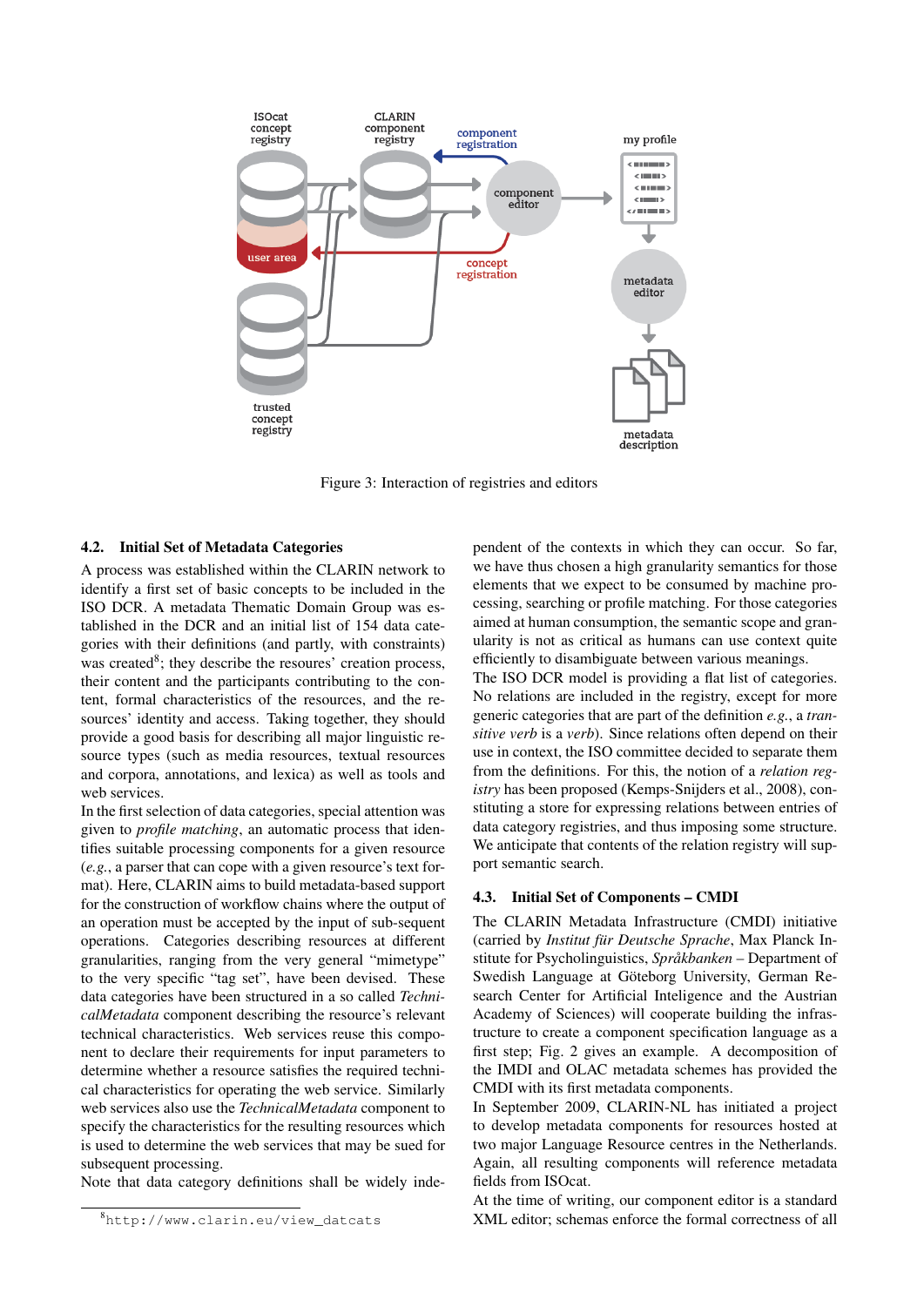Figure 3: Interaction of registries and editors

### 4.2. Initial Set of Metadata Categories

A process was established within the CLARIN network to identify a first set of basic concepts to be included in the ISO DCR. A metadata Thematic Domain Group was established in the DCR and an initial list of 154 data categories with their definitions (and partly, with constraints) was created[8]; they describe the resoures' creation process, their content and the participants contributing to the content, formal characteristics of the resources, and the resources' identity and access. Taking together, they should provide a good basis for describing all major linguistic resource types (such as media resources, textual resources and corpora, annotations, and lexica) as well as tools and web services.

In the first selection of data categories, special attention was given to *profile matching*, an automatic process that identifies suitable processing components for a given resource (*e.g.*, a parser that can cope with a given resource's text format). Here, CLARIN aims to build metadata-based support for the construction of workflow chains where the output of an operation must be accepted by the input of sub-sequent operations. Categories describing resources at different granularities, ranging from the very general "mimetype" to the very specific "tag set", have been devised. These data categories have been structured in a so called *TechnicalMetadata* component describing the resource's relevant technical characteristics. Web services reuse this component to declare their requirements for input parameters to determine whether a resource satisfies the required technical characteristics for operating the web service. Similarly web services also use the *TechnicalMetadata* component to specify the characteristics for the resulting resources which is used to determine the web services that may be sued for subsequent processing.

Note that data category definitions shall be widely independent of the contexts in which they can occur. So far, we have thus chosen a high granularity semantics for those elements that we expect to be consumed by machine processing, searching or profile matching. For those categories aimed at human consumption, the semantic scope and granularity is not as critical as humans can use context quite efficiently to disambiguate between various meanings.

The ISO DCR model is providing a flat list of categories. No relations are included in the registry, except for more generic categories that are part of the definition *e.g.*, a *transitive verb* is a *verb*). Since relations often depend on their use in context, the ISO committee decided to separate them from the definitions. For this, the notion of a *relation registry* has been proposed (Kemps-Snijders et al., 2008), constituting a store for expressing relations between entries of data category registries, and thus imposing some structure. We anticipate that contents of the relation registry will support semantic search.

### 4.3. Initial Set of Components – CMDI

The CLARIN Metadata Infrastructure (CMDI) initiative (carried by *Institut für Deutsche Sprache*, Max Planck Institute for Psycholinguistics, *Språkbanken* – Department of Swedish Language at Göteborg University, German Research Center for Artificial Inteligence and the Austrian Academy of Sciences) will cooperate building the infrastructure to create a component specification language as a first step; Fig. 2 gives an example. A decomposition of the IMDI and OLAC metadata schemes has provided the CMDI with its first metadata components.

In September 2009, CLARIN-NL has initiated a project to develop metadata components for resources hosted at two major Language Resource centres in the Netherlands. Again, all resulting components will reference metadata fields from ISOcat.

At the time of writing, our component editor is a standard XML editor; schemas enforce the formal correctness of all

[8] `http://www.clarin.eu/view_datcats`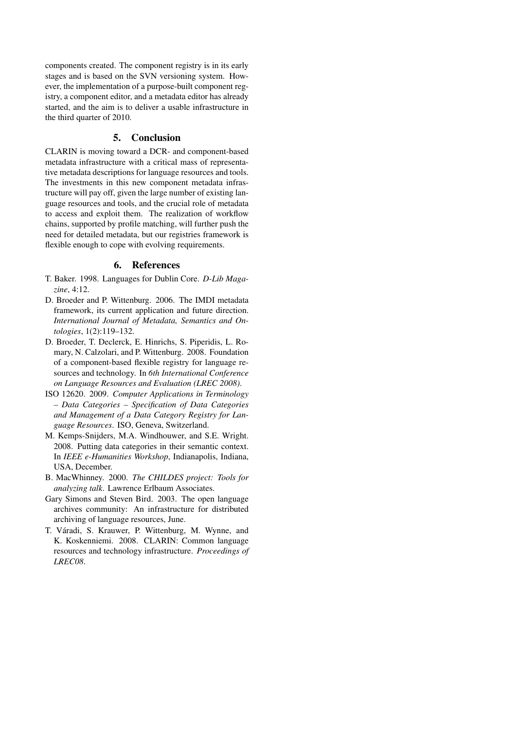components created. The component registry is in its early stages and is based on the SVN versioning system. However, the implementation of a purpose-built component registry, a component editor, and a metadata editor has already started, and the aim is to deliver a usable infrastructure in the third quarter of 2010.

## 5. Conclusion

CLARIN is moving toward a DCR- and component-based metadata infrastructure with a critical mass of representative metadata descriptions for language resources and tools. The investments in this new component metadata infrastructure will pay off, given the large number of existing language resources and tools, and the crucial role of metadata to access and exploit them. The realization of workflow chains, supported by profile matching, will further push the need for detailed metadata, but our registries framework is flexible enough to cope with evolving requirements.

## 6. References

T. Baker. 1998. Languages for Dublin Core. *D-Lib Magazine*, 4:12.

D. Broeder and P. Wittenburg. 2006. The IMDI metadata framework, its current application and future direction. *International Journal of Metadata, Semantics and Ontologies*, 1(2):119–132.

D. Broeder, T. Declerck, E. Hinrichs, S. Piperidis, L. Romary, N. Calzolari, and P. Wittenburg. 2008. Foundation of a component-based flexible registry for language resources and technology. In *6th International Conference on Language Resources and Evaluation (LREC 2008)*.

ISO 12620. 2009. *Computer Applications in Terminology – Data Categories – Specification of Data Categories and Management of a Data Category Registry for Language Resources*. ISO, Geneva, Switzerland.

M. Kemps-Snijders, M.A. Windhouwer, and S.E. Wright. 2008. Putting data categories in their semantic context. In *IEEE e-Humanities Workshop*, Indianapolis, Indiana, USA, December.

B. MacWhinney. 2000. *The CHILDES project: Tools for analyzing talk*. Lawrence Erlbaum Associates.

Gary Simons and Steven Bird. 2003. The open language archives community: An infrastructure for distributed archiving of language resources, June.

T. Váradi, S. Krauwer, P. Wittenburg, M. Wynne, and K. Koskenniemi. 2008. CLARIN: Common language resources and technology infrastructure. *Proceedings of LREC08*.